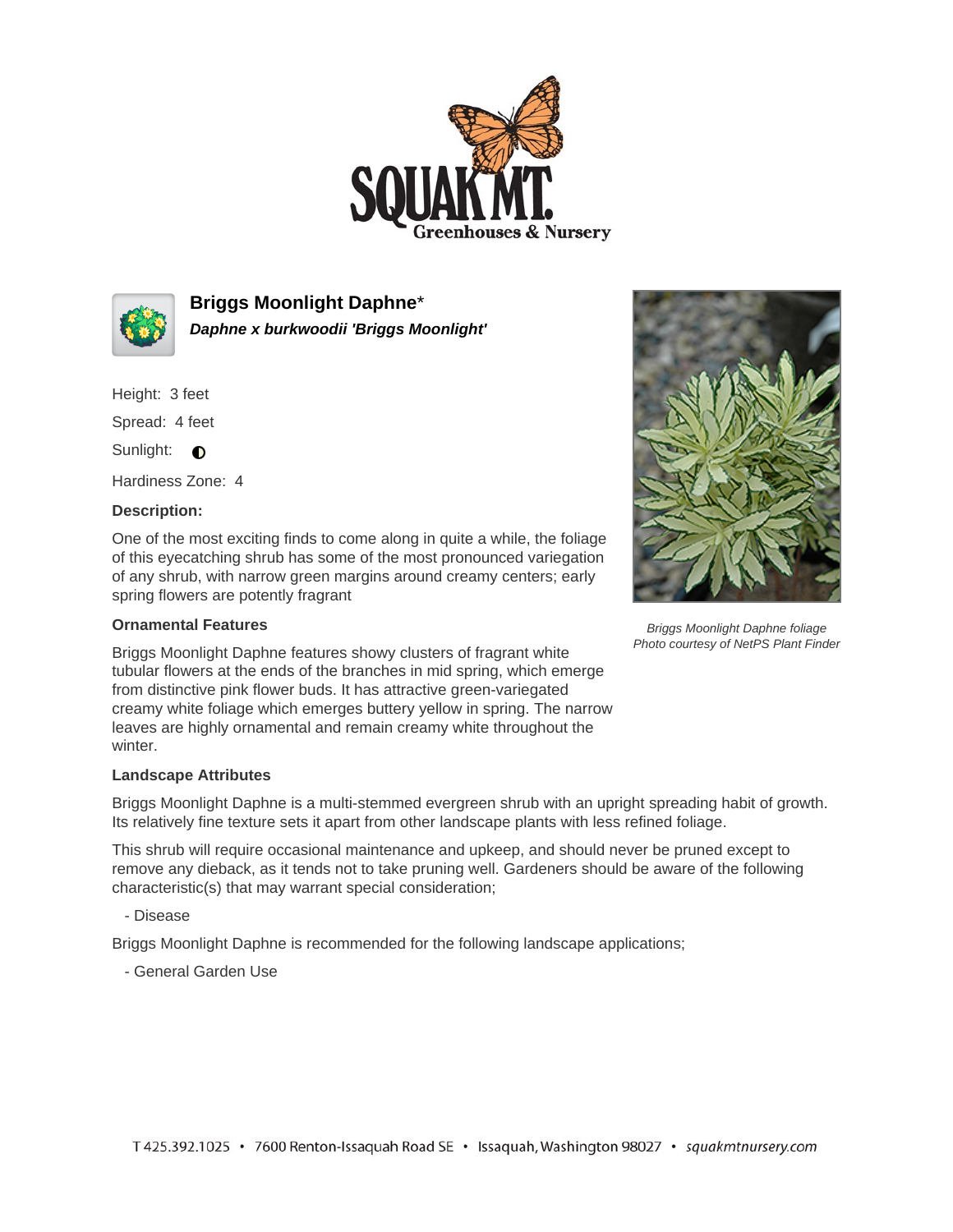# Briggs Moonlight Daphne*

***Daphne x burkwoodii 'Briggs Moonlight'***

Height: 3 feet

Spread: 4 feet

Sunlight: ◐

Hardiness Zone: 4

### Description:

One of the most exciting finds to come along in quite a while, the foliage of this eyecatching shrub has some of the most pronounced variegation of any shrub, with narrow green margins around creamy centers; early spring flowers are potently fragrant

*Briggs Moonlight Daphne foliage*
*Photo courtesy of NetPS Plant Finder*

### Ornamental Features

Briggs Moonlight Daphne features showy clusters of fragrant white tubular flowers at the ends of the branches in mid spring, which emerge from distinctive pink flower buds. It has attractive green-variegated creamy white foliage which emerges buttery yellow in spring. The narrow leaves are highly ornamental and remain creamy white throughout the winter.

### Landscape Attributes

Briggs Moonlight Daphne is a multi-stemmed evergreen shrub with an upright spreading habit of growth. Its relatively fine texture sets it apart from other landscape plants with less refined foliage.

This shrub will require occasional maintenance and upkeep, and should never be pruned except to remove any dieback, as it tends not to take pruning well. Gardeners should be aware of the following characteristic(s) that may warrant special consideration;

- Disease

Briggs Moonlight Daphne is recommended for the following landscape applications;

- General Garden Use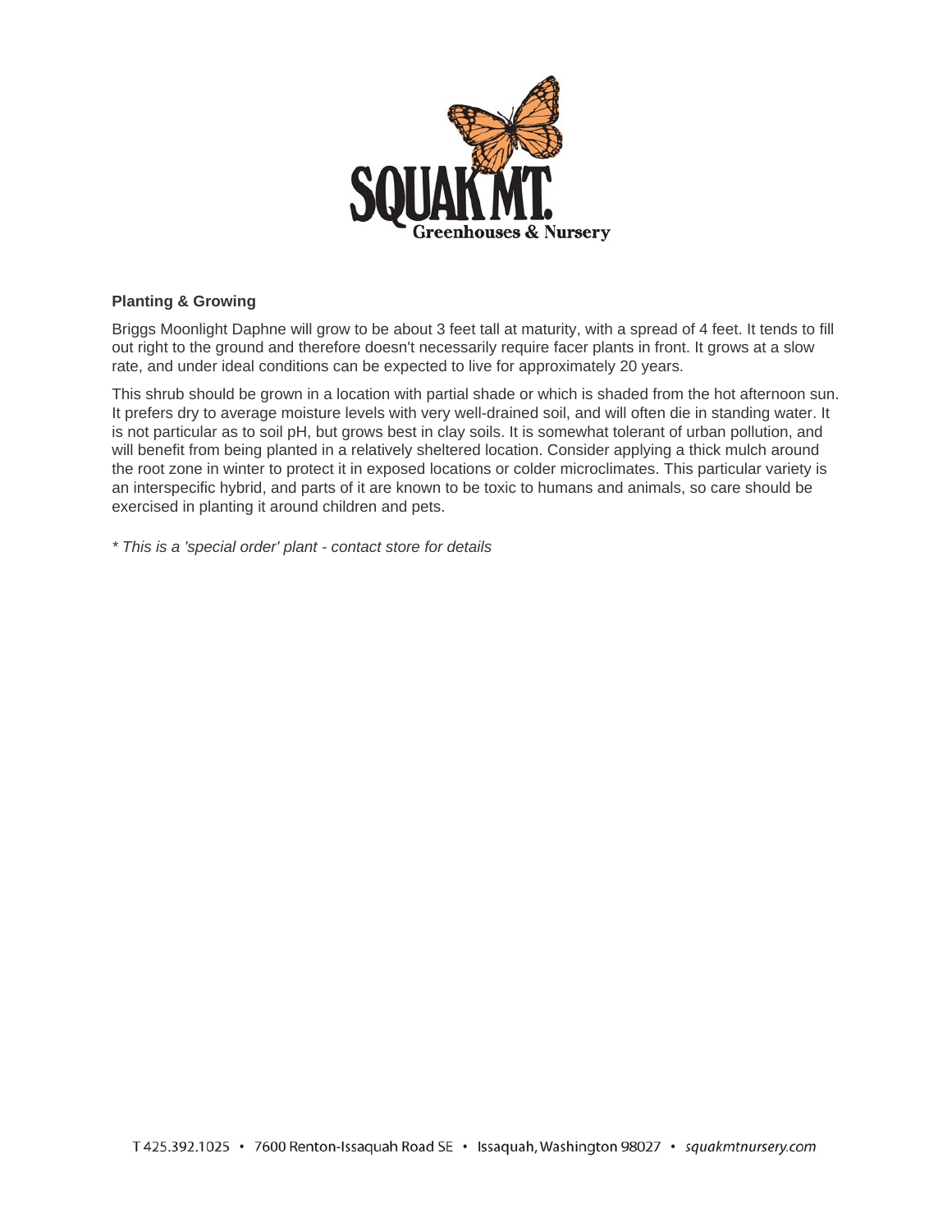**Planting & Growing**

Briggs Moonlight Daphne will grow to be about 3 feet tall at maturity, with a spread of 4 feet. It tends to fill out right to the ground and therefore doesn't necessarily require facer plants in front. It grows at a slow rate, and under ideal conditions can be expected to live for approximately 20 years.

This shrub should be grown in a location with partial shade or which is shaded from the hot afternoon sun. It prefers dry to average moisture levels with very well-drained soil, and will often die in standing water. It is not particular as to soil pH, but grows best in clay soils. It is somewhat tolerant of urban pollution, and will benefit from being planted in a relatively sheltered location. Consider applying a thick mulch around the root zone in winter to protect it in exposed locations or colder microclimates. This particular variety is an interspecific hybrid, and parts of it are known to be toxic to humans and animals, so care should be exercised in planting it around children and pets.

*\* This is a 'special order' plant - contact store for details*